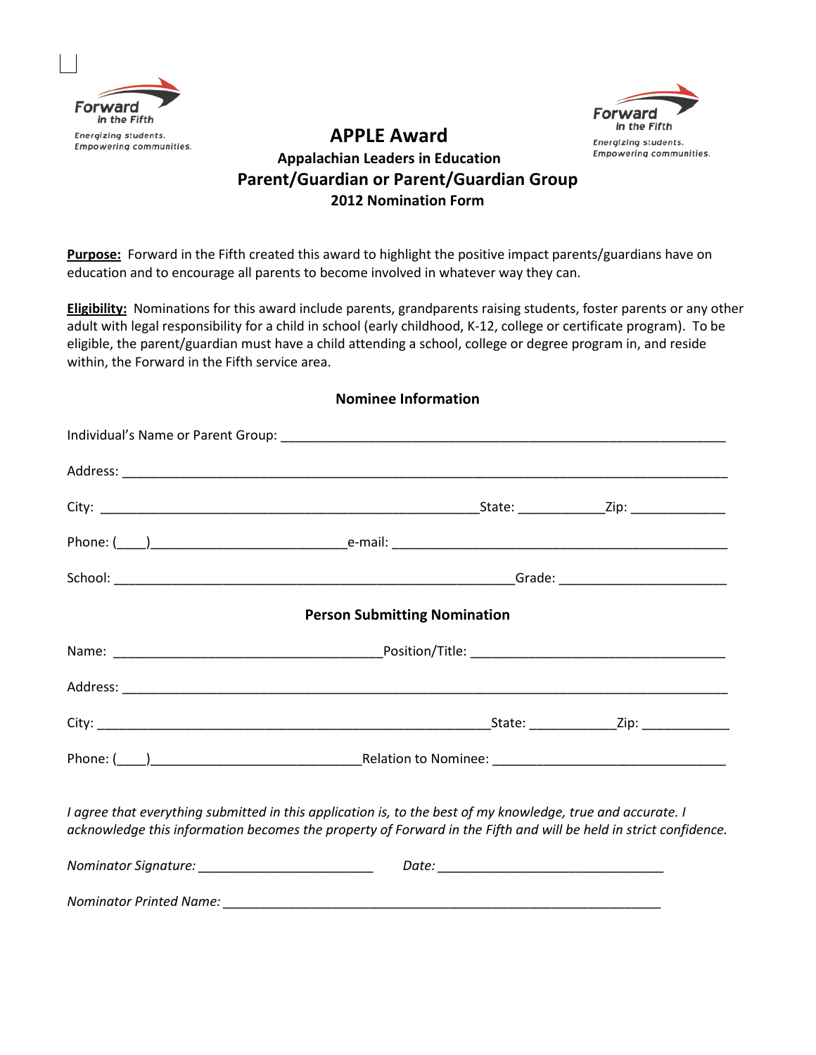Forward in the Fifth
Energizing students. Empowering communities.

# APPLE Award

### Appalachian Leaders in Education

## Parent/Guardian or Parent/Guardian Group

### 2012 Nomination Form

**Purpose:** Forward in the Fifth created this award to highlight the positive impact parents/guardians have on education and to encourage all parents to become involved in whatever way they can.

**Eligibility:** Nominations for this award include parents, grandparents raising students, foster parents or any other adult with legal responsibility for a child in school (early childhood, K-12, college or certificate program). To be eligible, the parent/guardian must have a child attending a school, college or degree program in, and reside within, the Forward in the Fifth service area.

### Nominee Information

Individual's Name or Parent Group: ______________________________________________________________

Address: ______________________________________________________________________________

City: ___________________________________________________State: ___________Zip: _____________

Phone: (____)__________________________e-mail: ____________________________________________

School: _____________________________________________________Grade: _______________________

### Person Submitting Nomination

Name: ___________________________________Position/Title: __________________________________

Address: ______________________________________________________________________________

City: ______________________________________________________State: ___________Zip: ____________

Phone: (____)____________________________Relation to Nominee: ______________________________

*I agree that everything submitted in this application is, to the best of my knowledge, true and accurate. I acknowledge this information becomes the property of Forward in the Fifth and will be held in strict confidence.*

*Nominator Signature:* ________________________  *Date:* _______________________________

*Nominator Printed Name:* _____________________________________________________________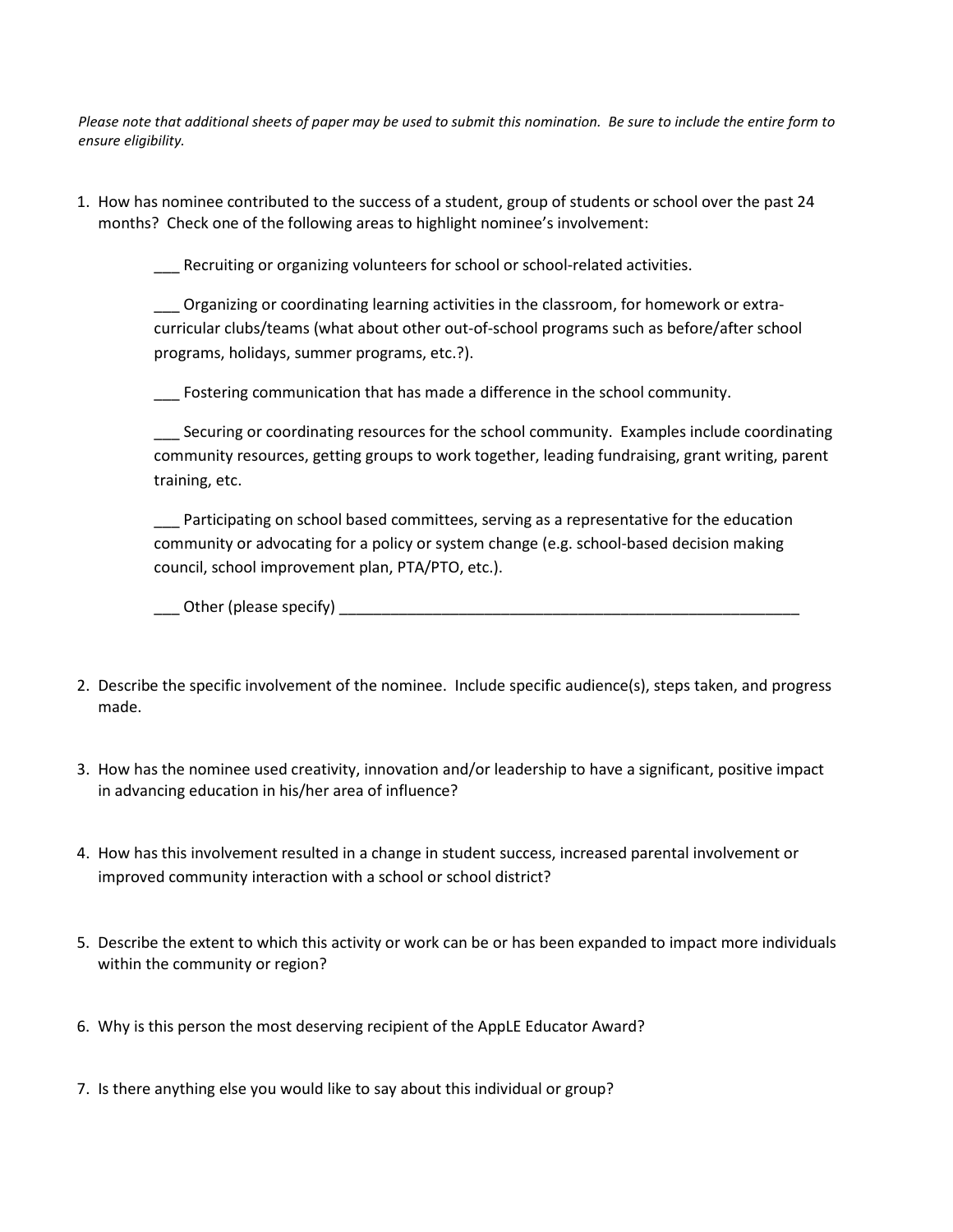*Please note that additional sheets of paper may be used to submit this nomination. Be sure to include the entire form to ensure eligibility.*

1. How has nominee contributed to the success of a student, group of students or school over the past 24 months? Check one of the following areas to highlight nominee's involvement:

   ___ Recruiting or organizing volunteers for school or school-related activities.

   ___ Organizing or coordinating learning activities in the classroom, for homework or extra-curricular clubs/teams (what about other out-of-school programs such as before/after school programs, holidays, summer programs, etc.?).

   ___ Fostering communication that has made a difference in the school community.

   ___ Securing or coordinating resources for the school community. Examples include coordinating community resources, getting groups to work together, leading fundraising, grant writing, parent training, etc.

   ___ Participating on school based committees, serving as a representative for the education community or advocating for a policy or system change (e.g. school-based decision making council, school improvement plan, PTA/PTO, etc.).

   ___ Other (please specify) ________________________________________________________

2. Describe the specific involvement of the nominee. Include specific audience(s), steps taken, and progress made.

3. How has the nominee used creativity, innovation and/or leadership to have a significant, positive impact in advancing education in his/her area of influence?

4. How has this involvement resulted in a change in student success, increased parental involvement or improved community interaction with a school or school district?

5. Describe the extent to which this activity or work can be or has been expanded to impact more individuals within the community or region?

6. Why is this person the most deserving recipient of the AppLE Educator Award?

7. Is there anything else you would like to say about this individual or group?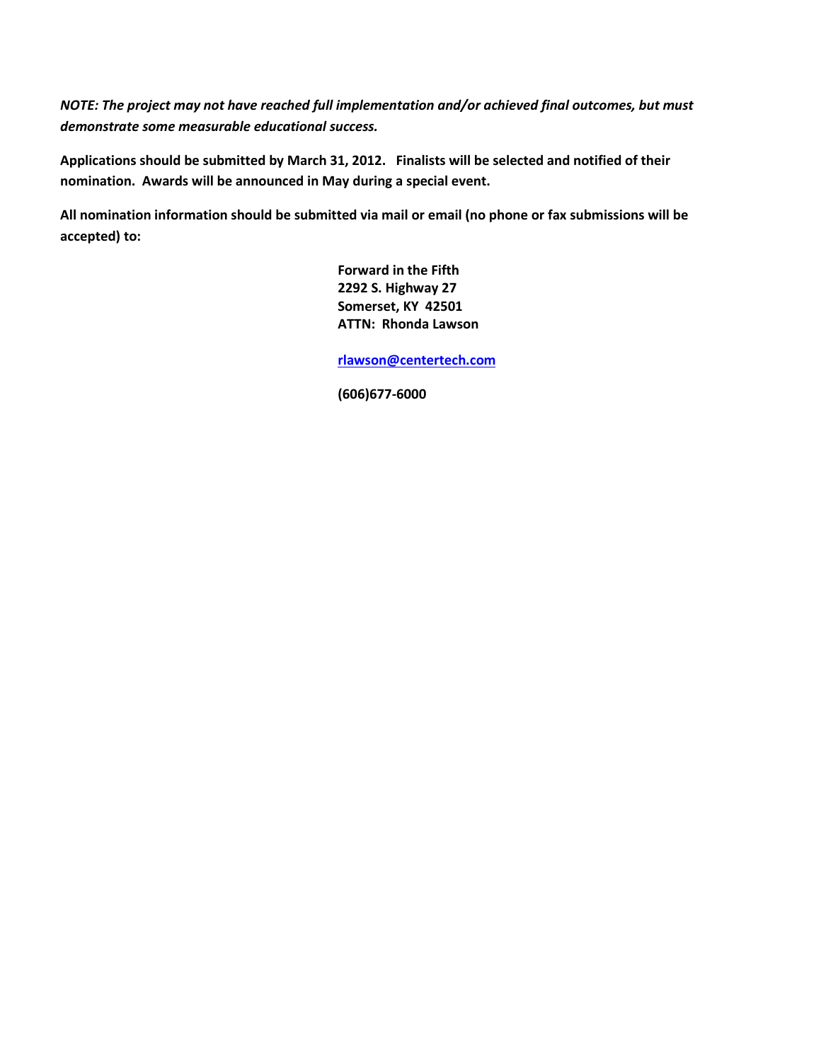***NOTE: The project may not have reached full implementation and/or achieved final outcomes, but must demonstrate some measurable educational success.***

**Applications should be submitted by March 31, 2012. Finalists will be selected and notified of their nomination. Awards will be announced in May during a special event.**

**All nomination information should be submitted via mail or email (no phone or fax submissions will be accepted) to:**

**Forward in the Fifth**
**2292 S. Highway 27**
**Somerset, KY 42501**
**ATTN: Rhonda Lawson**

**rlawson@centertech.com**

**(606)677-6000**